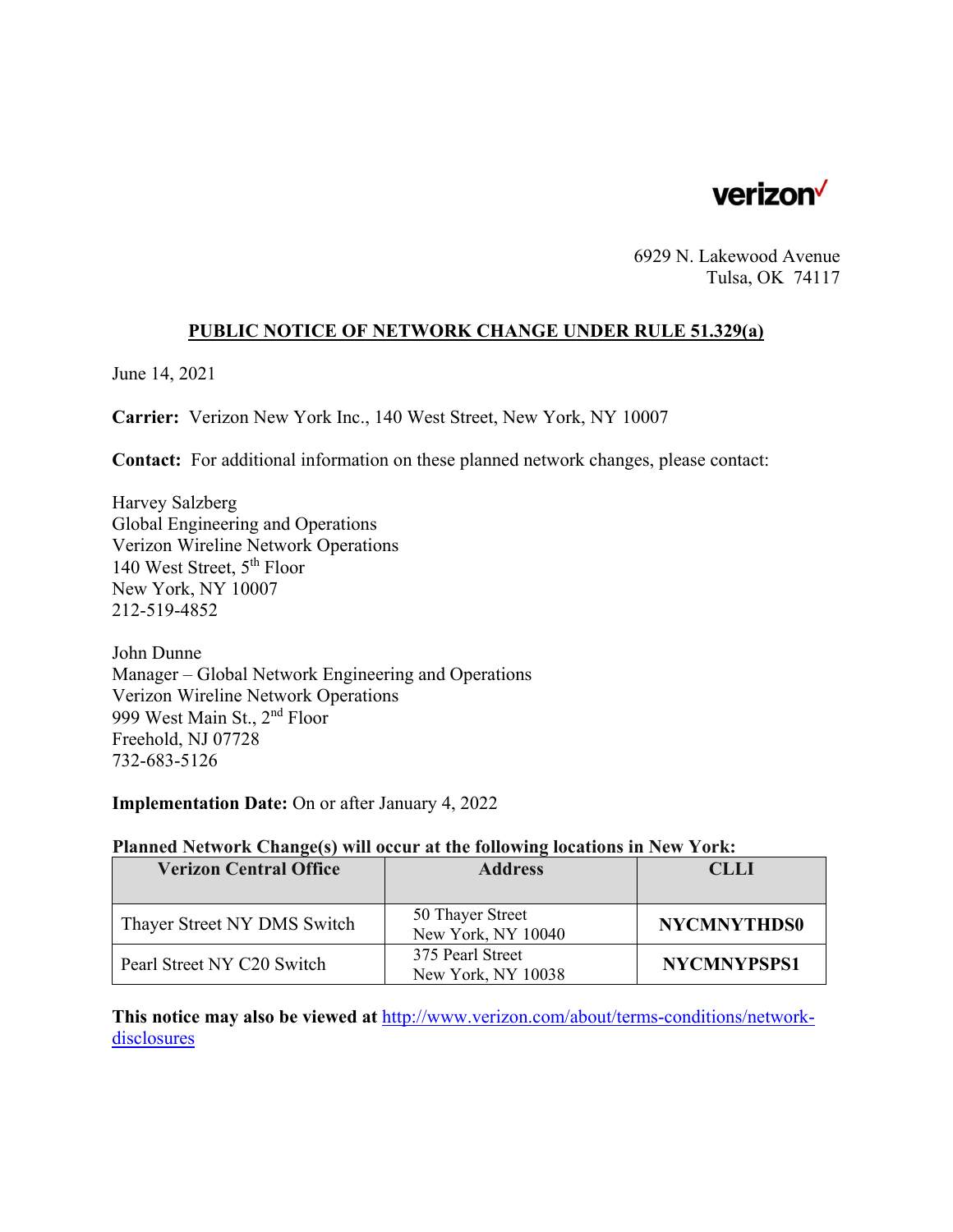verizon

6929 N. Lakewood Avenue
Tulsa, OK 74117

## PUBLIC NOTICE OF NETWORK CHANGE UNDER RULE 51.329(a)

June 14, 2021

**Carrier:** Verizon New York Inc., 140 West Street, New York, NY 10007

**Contact:** For additional information on these planned network changes, please contact:

Harvey Salzberg
Global Engineering and Operations
Verizon Wireline Network Operations
140 West Street, 5th Floor
New York, NY 10007
212-519-4852

John Dunne
Manager – Global Network Engineering and Operations
Verizon Wireline Network Operations
999 West Main St., 2nd Floor
Freehold, NJ 07728
732-683-5126

**Implementation Date:** On or after January 4, 2022

**Planned Network Change(s) will occur at the following locations in New York:**

| Verizon Central Office | Address | CLLI |
|---|---|---|
| Thayer Street NY DMS Switch | 50 Thayer Street New York, NY 10040 | **NYCMNYTHDS0** |
| Pearl Street NY C20 Switch | 375 Pearl Street New York, NY 10038 | **NYCMNYPSPS1** |

**This notice may also be viewed at** http://www.verizon.com/about/terms-conditions/network-disclosures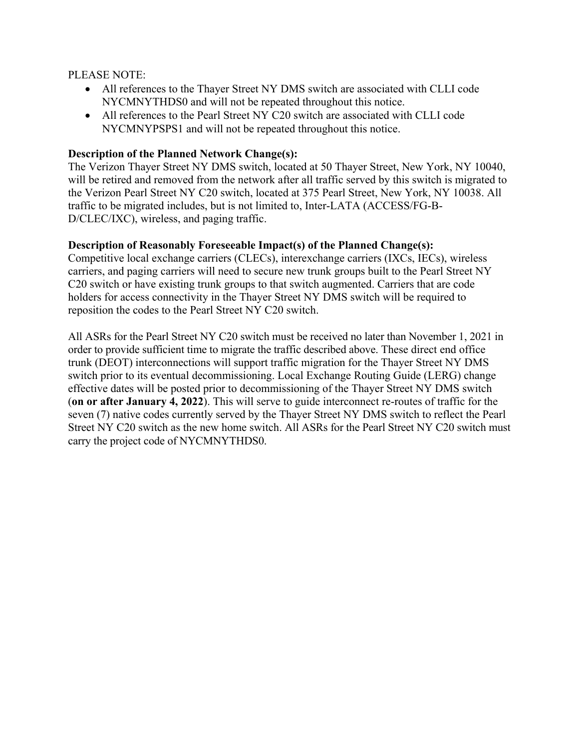PLEASE NOTE:

- All references to the Thayer Street NY DMS switch are associated with CLLI code NYCMNYTHDS0 and will not be repeated throughout this notice.
- All references to the Pearl Street NY C20 switch are associated with CLLI code NYCMNYPSPS1 and will not be repeated throughout this notice.

**Description of the Planned Network Change(s):**
The Verizon Thayer Street NY DMS switch, located at 50 Thayer Street, New York, NY 10040, will be retired and removed from the network after all traffic served by this switch is migrated to the Verizon Pearl Street NY C20 switch, located at 375 Pearl Street, New York, NY 10038. All traffic to be migrated includes, but is not limited to, Inter-LATA (ACCESS/FG-B-D/CLEC/IXC), wireless, and paging traffic.

**Description of Reasonably Foreseeable Impact(s) of the Planned Change(s):**
Competitive local exchange carriers (CLECs), interexchange carriers (IXCs, IECs), wireless carriers, and paging carriers will need to secure new trunk groups built to the Pearl Street NY C20 switch or have existing trunk groups to that switch augmented. Carriers that are code holders for access connectivity in the Thayer Street NY DMS switch will be required to reposition the codes to the Pearl Street NY C20 switch.

All ASRs for the Pearl Street NY C20 switch must be received no later than November 1, 2021 in order to provide sufficient time to migrate the traffic described above. These direct end office trunk (DEOT) interconnections will support traffic migration for the Thayer Street NY DMS switch prior to its eventual decommissioning. Local Exchange Routing Guide (LERG) change effective dates will be posted prior to decommissioning of the Thayer Street NY DMS switch (**on or after January 4, 2022**). This will serve to guide interconnect re-routes of traffic for the seven (7) native codes currently served by the Thayer Street NY DMS switch to reflect the Pearl Street NY C20 switch as the new home switch. All ASRs for the Pearl Street NY C20 switch must carry the project code of NYCMNYTHDS0.